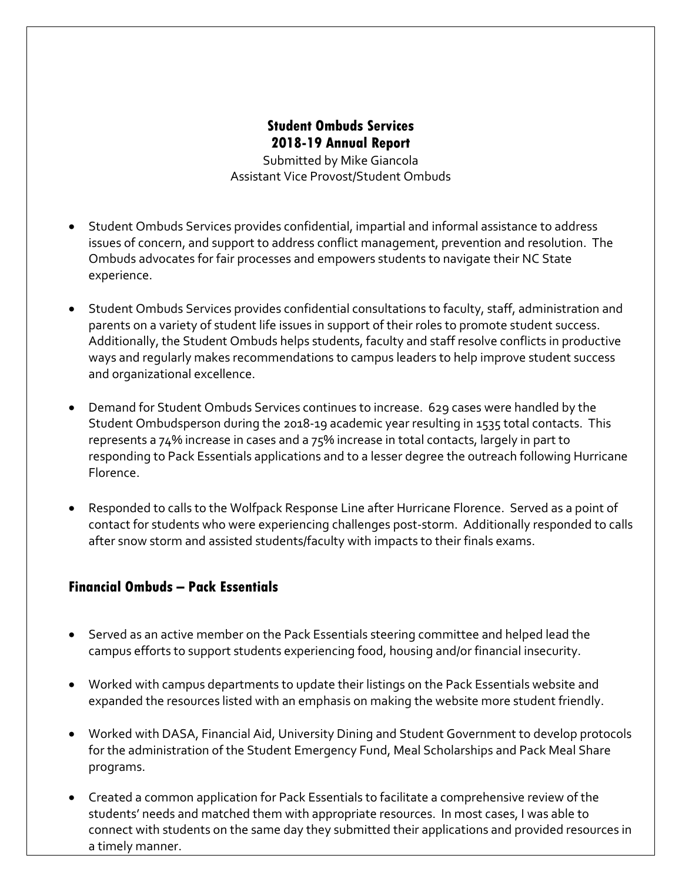# Student Ombuds Services
# 2018-19 Annual Report

Submitted by Mike Giancola
Assistant Vice Provost/Student Ombuds

- Student Ombuds Services provides confidential, impartial and informal assistance to address issues of concern, and support to address conflict management, prevention and resolution. The Ombuds advocates for fair processes and empowers students to navigate their NC State experience.

- Student Ombuds Services provides confidential consultations to faculty, staff, administration and parents on a variety of student life issues in support of their roles to promote student success. Additionally, the Student Ombuds helps students, faculty and staff resolve conflicts in productive ways and regularly makes recommendations to campus leaders to help improve student success and organizational excellence.

- Demand for Student Ombuds Services continues to increase. 629 cases were handled by the Student Ombudsperson during the 2018-19 academic year resulting in 1535 total contacts. This represents a 74% increase in cases and a 75% increase in total contacts, largely in part to responding to Pack Essentials applications and to a lesser degree the outreach following Hurricane Florence.

- Responded to calls to the Wolfpack Response Line after Hurricane Florence. Served as a point of contact for students who were experiencing challenges post-storm. Additionally responded to calls after snow storm and assisted students/faculty with impacts to their finals exams.

## Financial Ombuds – Pack Essentials

- Served as an active member on the Pack Essentials steering committee and helped lead the campus efforts to support students experiencing food, housing and/or financial insecurity.

- Worked with campus departments to update their listings on the Pack Essentials website and expanded the resources listed with an emphasis on making the website more student friendly.

- Worked with DASA, Financial Aid, University Dining and Student Government to develop protocols for the administration of the Student Emergency Fund, Meal Scholarships and Pack Meal Share programs.

- Created a common application for Pack Essentials to facilitate a comprehensive review of the students' needs and matched them with appropriate resources. In most cases, I was able to connect with students on the same day they submitted their applications and provided resources in a timely manner.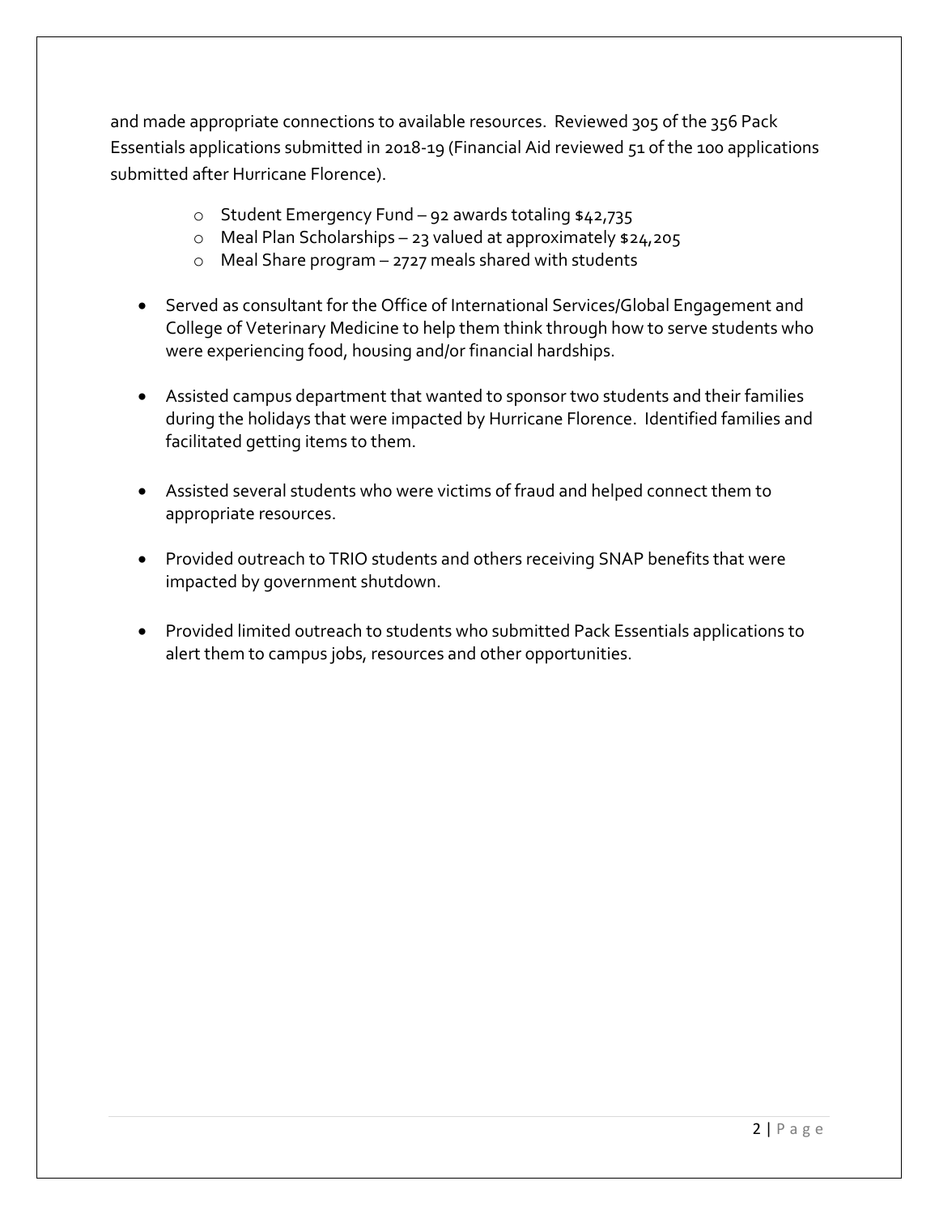and made appropriate connections to available resources. Reviewed 305 of the 356 Pack Essentials applications submitted in 2018-19 (Financial Aid reviewed 51 of the 100 applications submitted after Hurricane Florence).

- Student Emergency Fund – 92 awards totaling $42,735
- Meal Plan Scholarships – 23 valued at approximately $24,205
- Meal Share program – 2727 meals shared with students

- Served as consultant for the Office of International Services/Global Engagement and College of Veterinary Medicine to help them think through how to serve students who were experiencing food, housing and/or financial hardships.

- Assisted campus department that wanted to sponsor two students and their families during the holidays that were impacted by Hurricane Florence. Identified families and facilitated getting items to them.

- Assisted several students who were victims of fraud and helped connect them to appropriate resources.

- Provided outreach to TRIO students and others receiving SNAP benefits that were impacted by government shutdown.

- Provided limited outreach to students who submitted Pack Essentials applications to alert them to campus jobs, resources and other opportunities.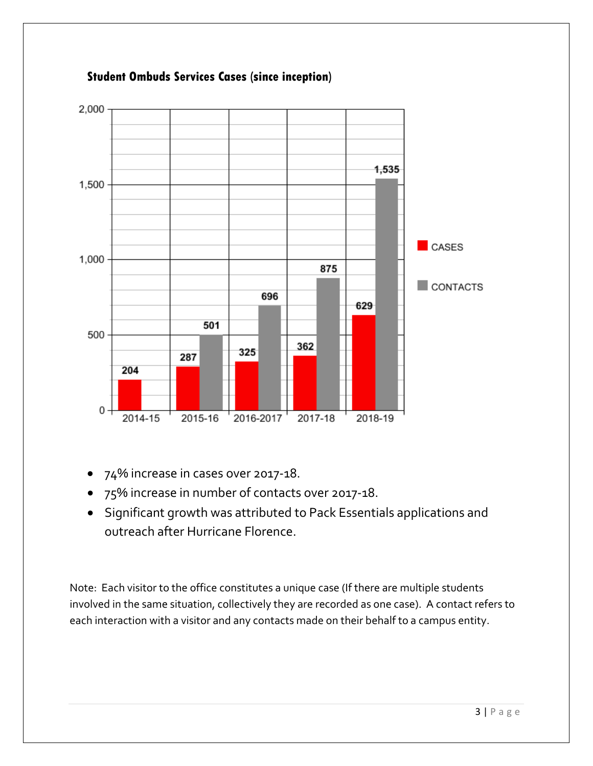**Student Ombuds Services Cases (since inception)**

| Year | CASES | CONTACTS |
|---|---|---|
| 2014-15 | 204 | |
| 2015-16 | 287 | 501 |
| 2016-2017 | 325 | 696 |
| 2017-18 | 362 | 875 |
| 2018-19 | 629 | 1,535 |

- 74% increase in cases over 2017-18.
- 75% increase in number of contacts over 2017-18.
- Significant growth was attributed to Pack Essentials applications and outreach after Hurricane Florence.

Note: Each visitor to the office constitutes a unique case (If there are multiple students involved in the same situation, collectively they are recorded as one case). A contact refers to each interaction with a visitor and any contacts made on their behalf to a campus entity.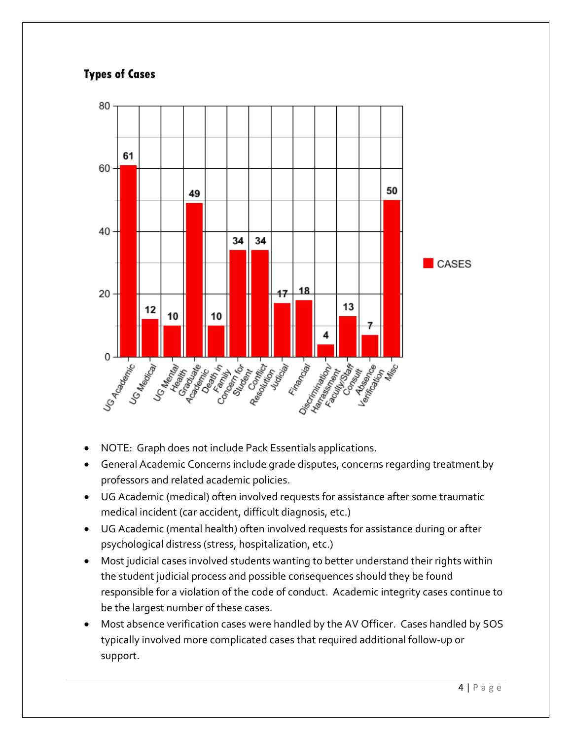### Types of Cases

| Type | Cases |
|---|---|
| UG Academic | 61 |
| UG Medical | 12 |
| UG Mental Health | 10 |
| Graduate Academic | 49 |
| Death in Family | 10 |
| Concern for Student | 34 |
| Conflict Resolution | 34 |
| Judicial | 17 |
| Financial | 18 |
| Discrimination/ Harrassment | 4 |
| Faculty/Staff Consult | 13 |
| Absence Verification | 7 |
| Misc | 50 |

- NOTE: Graph does not include Pack Essentials applications.
- General Academic Concerns include grade disputes, concerns regarding treatment by professors and related academic policies.
- UG Academic (medical) often involved requests for assistance after some traumatic medical incident (car accident, difficult diagnosis, etc.)
- UG Academic (mental health) often involved requests for assistance during or after psychological distress (stress, hospitalization, etc.)
- Most judicial cases involved students wanting to better understand their rights within the student judicial process and possible consequences should they be found responsible for a violation of the code of conduct. Academic integrity cases continue to be the largest number of these cases.
- Most absence verification cases were handled by the AV Officer. Cases handled by SOS typically involved more complicated cases that required additional follow-up or support.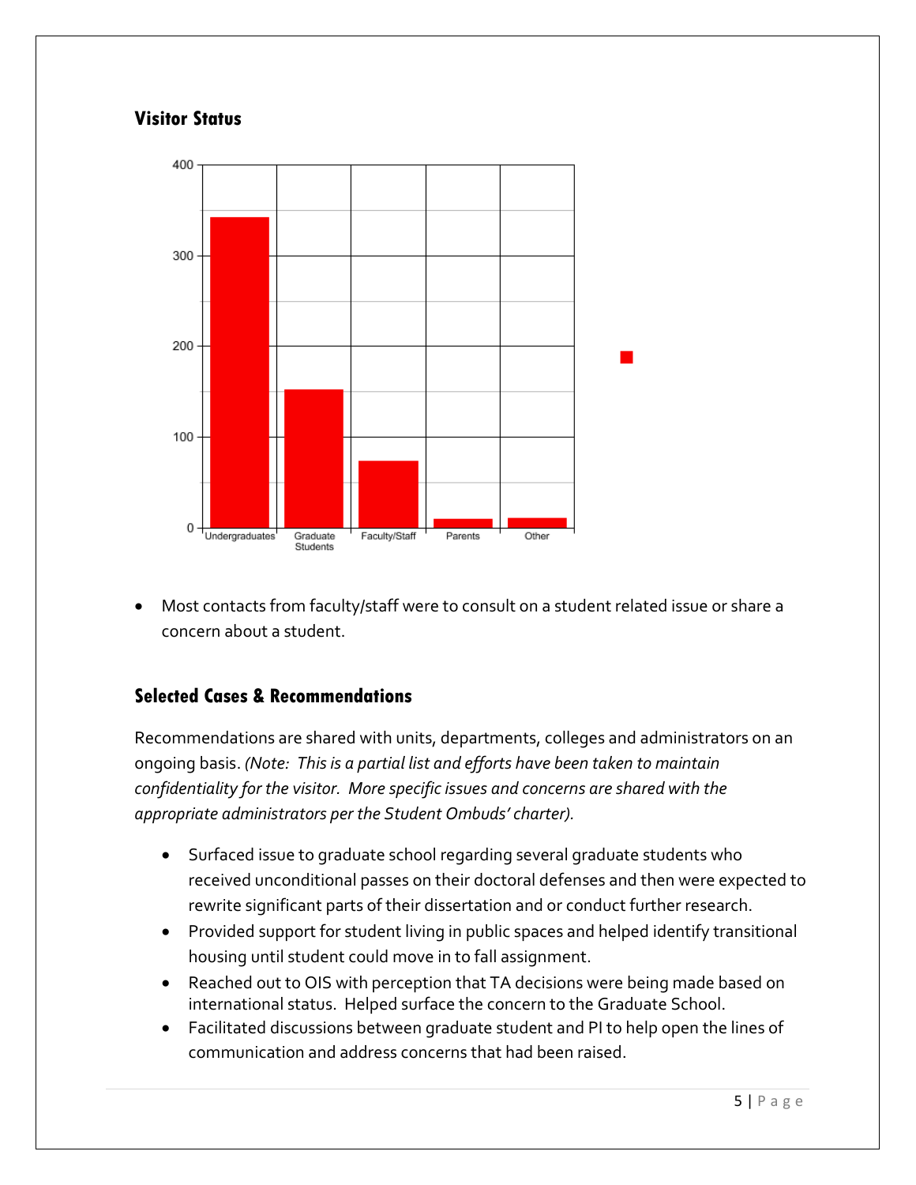## Visitor Status

- Most contacts from faculty/staff were to consult on a student related issue or share a concern about a student.

## Selected Cases & Recommendations

Recommendations are shared with units, departments, colleges and administrators on an ongoing basis. *(Note: This is a partial list and efforts have been taken to maintain confidentiality for the visitor. More specific issues and concerns are shared with the appropriate administrators per the Student Ombuds' charter).*

- Surfaced issue to graduate school regarding several graduate students who received unconditional passes on their doctoral defenses and then were expected to rewrite significant parts of their dissertation and or conduct further research.
- Provided support for student living in public spaces and helped identify transitional housing until student could move in to fall assignment.
- Reached out to OIS with perception that TA decisions were being made based on international status. Helped surface the concern to the Graduate School.
- Facilitated discussions between graduate student and PI to help open the lines of communication and address concerns that had been raised.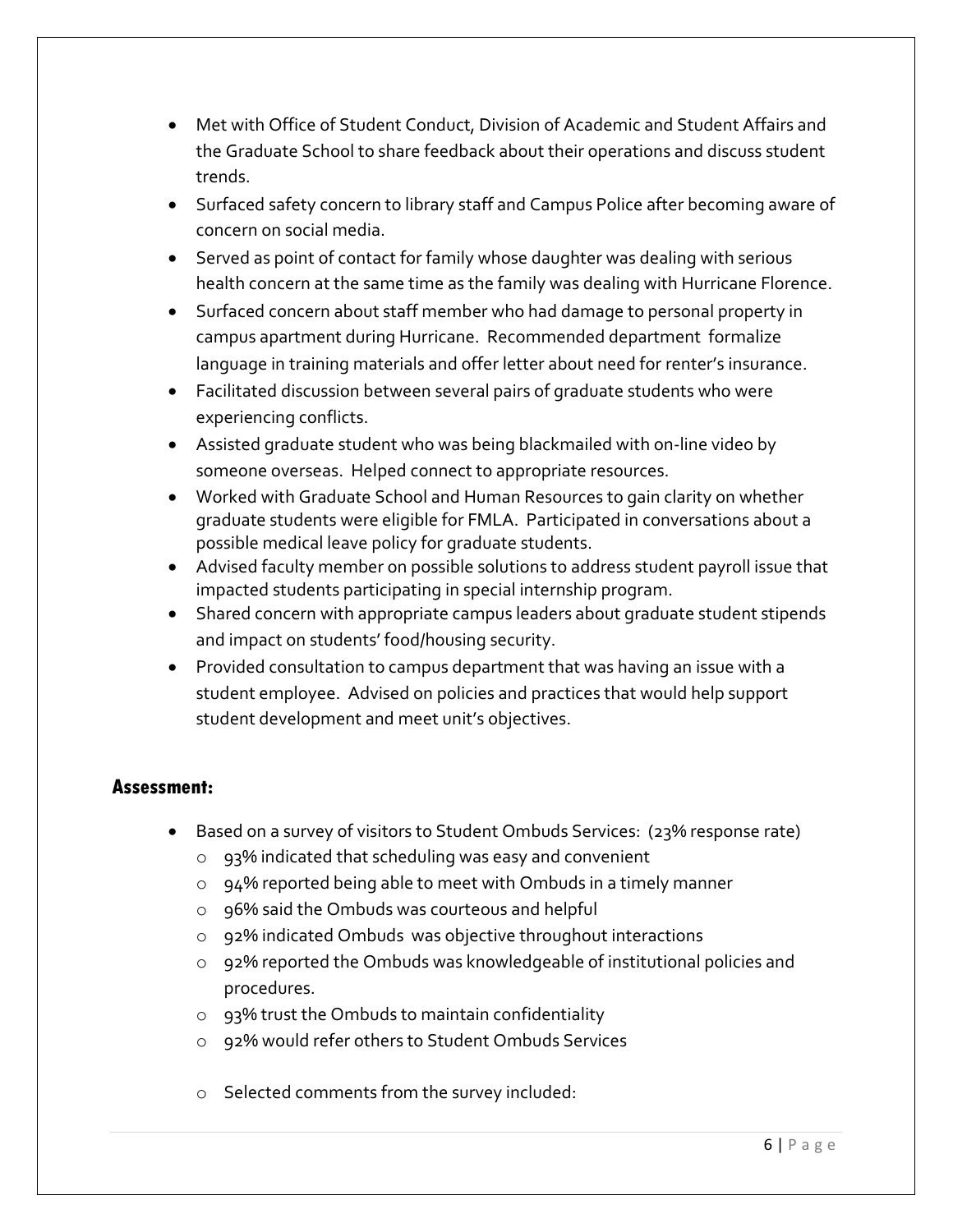- Met with Office of Student Conduct, Division of Academic and Student Affairs and the Graduate School to share feedback about their operations and discuss student trends.
- Surfaced safety concern to library staff and Campus Police after becoming aware of concern on social media.
- Served as point of contact for family whose daughter was dealing with serious health concern at the same time as the family was dealing with Hurricane Florence.
- Surfaced concern about staff member who had damage to personal property in campus apartment during Hurricane. Recommended department formalize language in training materials and offer letter about need for renter's insurance.
- Facilitated discussion between several pairs of graduate students who were experiencing conflicts.
- Assisted graduate student who was being blackmailed with on-line video by someone overseas. Helped connect to appropriate resources.
- Worked with Graduate School and Human Resources to gain clarity on whether graduate students were eligible for FMLA. Participated in conversations about a possible medical leave policy for graduate students.
- Advised faculty member on possible solutions to address student payroll issue that impacted students participating in special internship program.
- Shared concern with appropriate campus leaders about graduate student stipends and impact on students' food/housing security.
- Provided consultation to campus department that was having an issue with a student employee. Advised on policies and practices that would help support student development and meet unit's objectives.

## Assessment:

- Based on a survey of visitors to Student Ombuds Services: (23% response rate)
  - 93% indicated that scheduling was easy and convenient
  - 94% reported being able to meet with Ombuds in a timely manner
  - 96% said the Ombuds was courteous and helpful
  - 92% indicated Ombuds was objective throughout interactions
  - 92% reported the Ombuds was knowledgeable of institutional policies and procedures.
  - 93% trust the Ombuds to maintain confidentiality
  - 92% would refer others to Student Ombuds Services
  - Selected comments from the survey included: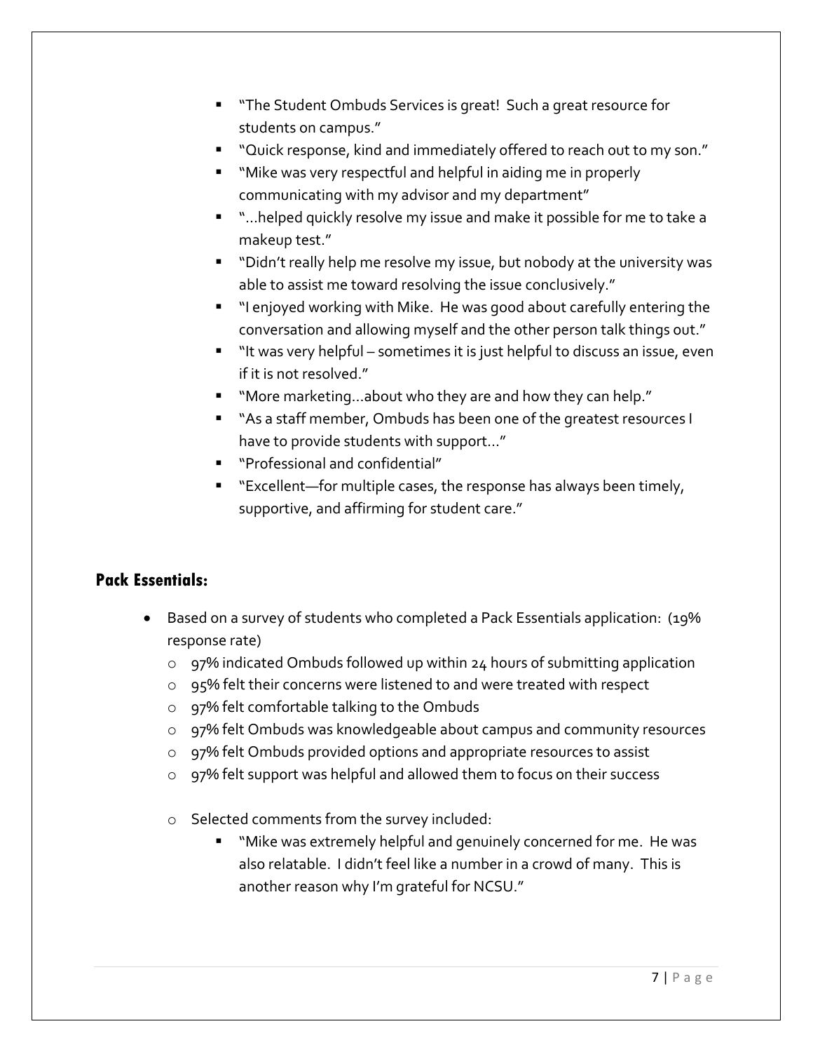- "The Student Ombuds Services is great! Such a great resource for students on campus."
- "Quick response, kind and immediately offered to reach out to my son."
- "Mike was very respectful and helpful in aiding me in properly communicating with my advisor and my department"
- "…helped quickly resolve my issue and make it possible for me to take a makeup test."
- "Didn't really help me resolve my issue, but nobody at the university was able to assist me toward resolving the issue conclusively."
- "I enjoyed working with Mike. He was good about carefully entering the conversation and allowing myself and the other person talk things out."
- "It was very helpful – sometimes it is just helpful to discuss an issue, even if it is not resolved."
- "More marketing…about who they are and how they can help."
- "As a staff member, Ombuds has been one of the greatest resources I have to provide students with support…"
- "Professional and confidential"
- "Excellent—for multiple cases, the response has always been timely, supportive, and affirming for student care."

## Pack Essentials:

- Based on a survey of students who completed a Pack Essentials application: (19% response rate)
  - 97% indicated Ombuds followed up within 24 hours of submitting application
  - 95% felt their concerns were listened to and were treated with respect
  - 97% felt comfortable talking to the Ombuds
  - 97% felt Ombuds was knowledgeable about campus and community resources
  - 97% felt Ombuds provided options and appropriate resources to assist
  - 97% felt support was helpful and allowed them to focus on their success
  - Selected comments from the survey included:
    - "Mike was extremely helpful and genuinely concerned for me. He was also relatable. I didn't feel like a number in a crowd of many. This is another reason why I'm grateful for NCSU."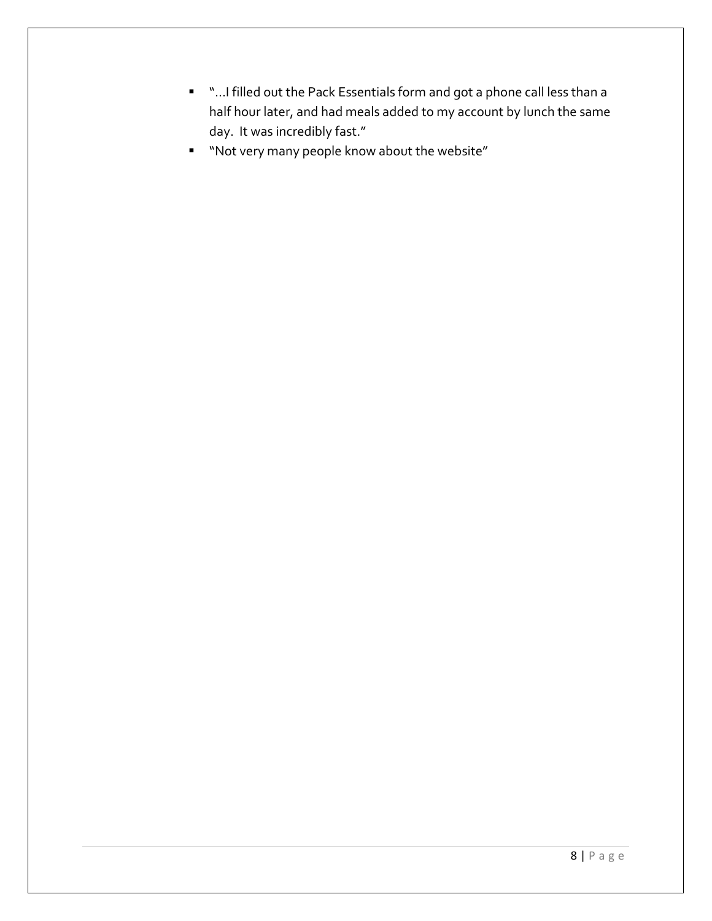- "…I filled out the Pack Essentials form and got a phone call less than a half hour later, and had meals added to my account by lunch the same day. It was incredibly fast."
- "Not very many people know about the website"